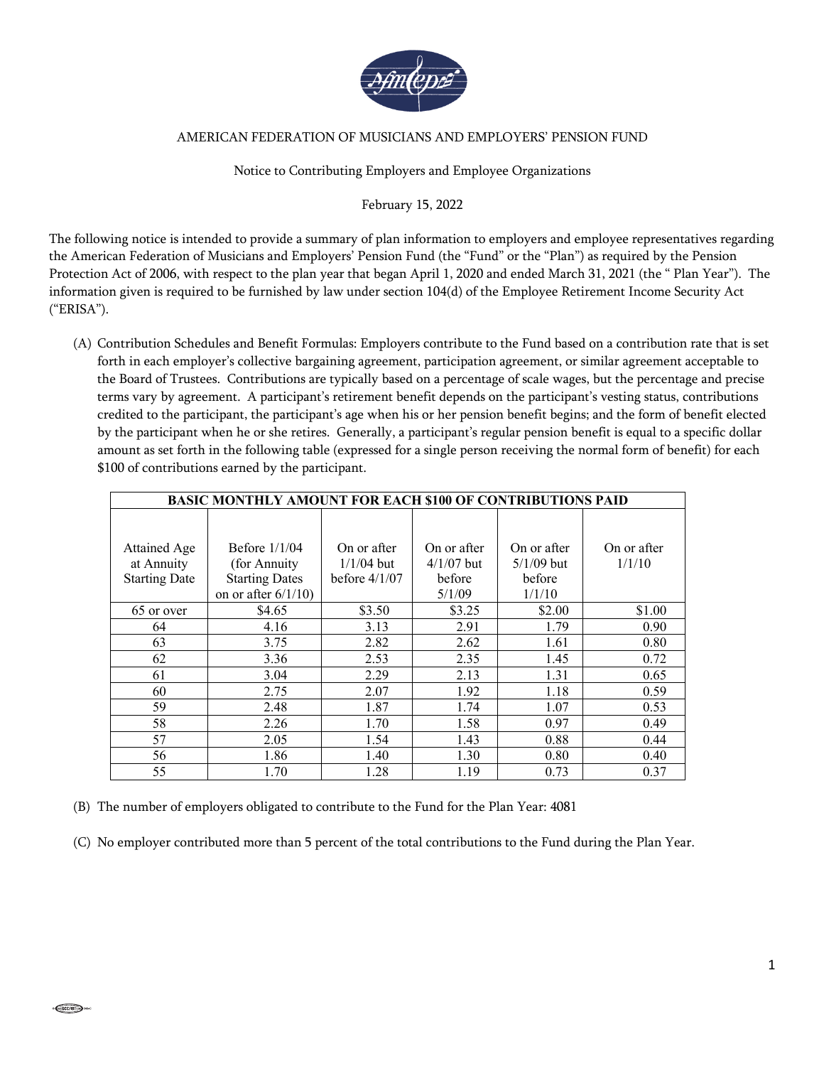AMERICAN FEDERATION OF MUSICIANS AND EMPLOYERS' PENSION FUND

Notice to Contributing Employers and Employee Organizations

February 15, 2022

The following notice is intended to provide a summary of plan information to employers and employee representatives regarding the American Federation of Musicians and Employers' Pension Fund (the "Fund" or the "Plan") as required by the Pension Protection Act of 2006, with respect to the plan year that began April 1, 2020 and ended March 31, 2021 (the " Plan Year"). The information given is required to be furnished by law under section 104(d) of the Employee Retirement Income Security Act ("ERISA").

(A) Contribution Schedules and Benefit Formulas: Employers contribute to the Fund based on a contribution rate that is set forth in each employer's collective bargaining agreement, participation agreement, or similar agreement acceptable to the Board of Trustees. Contributions are typically based on a percentage of scale wages, but the percentage and precise terms vary by agreement. A participant's retirement benefit depends on the participant's vesting status, contributions credited to the participant, the participant's age when his or her pension benefit begins; and the form of benefit elected by the participant when he or she retires. Generally, a participant's regular pension benefit is equal to a specific dollar amount as set forth in the following table (expressed for a single person receiving the normal form of benefit) for each $100 of contributions earned by the participant.

| BASIC MONTHLY AMOUNT FOR EACH $100 OF CONTRIBUTIONS PAID | | | | | |
|---|---|---|---|---|---|
| Attained Age at Annuity Starting Date | Before 1/1/04 (for Annuity Starting Dates on or after 6/1/10) | On or after 1/1/04 but before 4/1/07 | On or after 4/1/07 but before 5/1/09 | On or after 5/1/09 but before 1/1/10 | On or after 1/1/10 |
| 65 or over | $4.65 | $3.50 | $3.25 | $2.00 | $1.00 |
| 64 | 4.16 | 3.13 | 2.91 | 1.79 | 0.90 |
| 63 | 3.75 | 2.82 | 2.62 | 1.61 | 0.80 |
| 62 | 3.36 | 2.53 | 2.35 | 1.45 | 0.72 |
| 61 | 3.04 | 2.29 | 2.13 | 1.31 | 0.65 |
| 60 | 2.75 | 2.07 | 1.92 | 1.18 | 0.59 |
| 59 | 2.48 | 1.87 | 1.74 | 1.07 | 0.53 |
| 58 | 2.26 | 1.70 | 1.58 | 0.97 | 0.49 |
| 57 | 2.05 | 1.54 | 1.43 | 0.88 | 0.44 |
| 56 | 1.86 | 1.40 | 1.30 | 0.80 | 0.40 |
| 55 | 1.70 | 1.28 | 1.19 | 0.73 | 0.37 |

(B) The number of employers obligated to contribute to the Fund for the Plan Year: 4081

(C) No employer contributed more than 5 percent of the total contributions to the Fund during the Plan Year.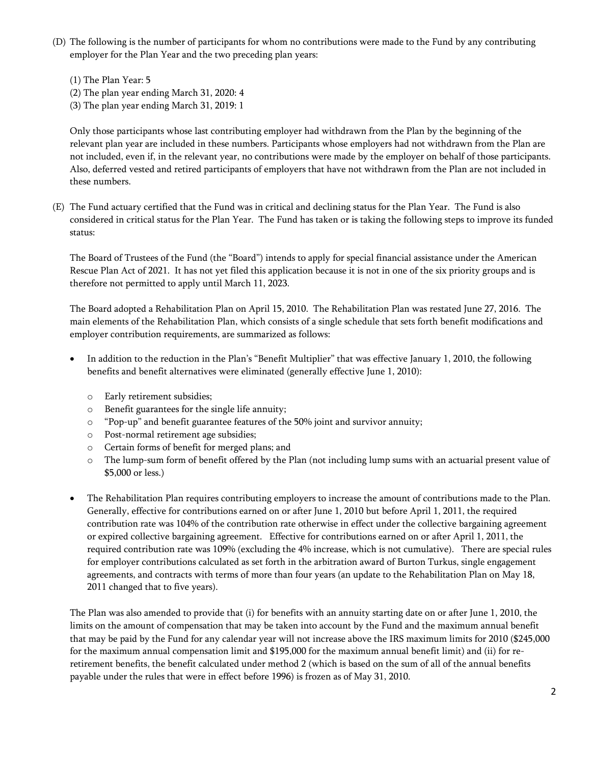(D) The following is the number of participants for whom no contributions were made to the Fund by any contributing employer for the Plan Year and the two preceding plan years:

(1) The Plan Year: 5
(2) The plan year ending March 31, 2020: 4
(3) The plan year ending March 31, 2019: 1

Only those participants whose last contributing employer had withdrawn from the Plan by the beginning of the relevant plan year are included in these numbers. Participants whose employers had not withdrawn from the Plan are not included, even if, in the relevant year, no contributions were made by the employer on behalf of those participants. Also, deferred vested and retired participants of employers that have not withdrawn from the Plan are not included in these numbers.

(E) The Fund actuary certified that the Fund was in critical and declining status for the Plan Year. The Fund is also considered in critical status for the Plan Year. The Fund has taken or is taking the following steps to improve its funded status:

The Board of Trustees of the Fund (the "Board") intends to apply for special financial assistance under the American Rescue Plan Act of 2021. It has not yet filed this application because it is not in one of the six priority groups and is therefore not permitted to apply until March 11, 2023.

The Board adopted a Rehabilitation Plan on April 15, 2010. The Rehabilitation Plan was restated June 27, 2016. The main elements of the Rehabilitation Plan, which consists of a single schedule that sets forth benefit modifications and employer contribution requirements, are summarized as follows:

- In addition to the reduction in the Plan's "Benefit Multiplier" that was effective January 1, 2010, the following benefits and benefit alternatives were eliminated (generally effective June 1, 2010):
    - Early retirement subsidies;
    - Benefit guarantees for the single life annuity;
    - "Pop-up" and benefit guarantee features of the 50% joint and survivor annuity;
    - Post-normal retirement age subsidies;
    - Certain forms of benefit for merged plans; and
    - The lump-sum form of benefit offered by the Plan (not including lump sums with an actuarial present value of $5,000 or less.)
- The Rehabilitation Plan requires contributing employers to increase the amount of contributions made to the Plan. Generally, effective for contributions earned on or after June 1, 2010 but before April 1, 2011, the required contribution rate was 104% of the contribution rate otherwise in effect under the collective bargaining agreement or expired collective bargaining agreement. Effective for contributions earned on or after April 1, 2011, the required contribution rate was 109% (excluding the 4% increase, which is not cumulative). There are special rules for employer contributions calculated as set forth in the arbitration award of Burton Turkus, single engagement agreements, and contracts with terms of more than four years (an update to the Rehabilitation Plan on May 18, 2011 changed that to five years).

The Plan was also amended to provide that (i) for benefits with an annuity starting date on or after June 1, 2010, the limits on the amount of compensation that may be taken into account by the Fund and the maximum annual benefit that may be paid by the Fund for any calendar year will not increase above the IRS maximum limits for 2010 ($245,000 for the maximum annual compensation limit and $195,000 for the maximum annual benefit limit) and (ii) for re-retirement benefits, the benefit calculated under method 2 (which is based on the sum of all of the annual benefits payable under the rules that were in effect before 1996) is frozen as of May 31, 2010.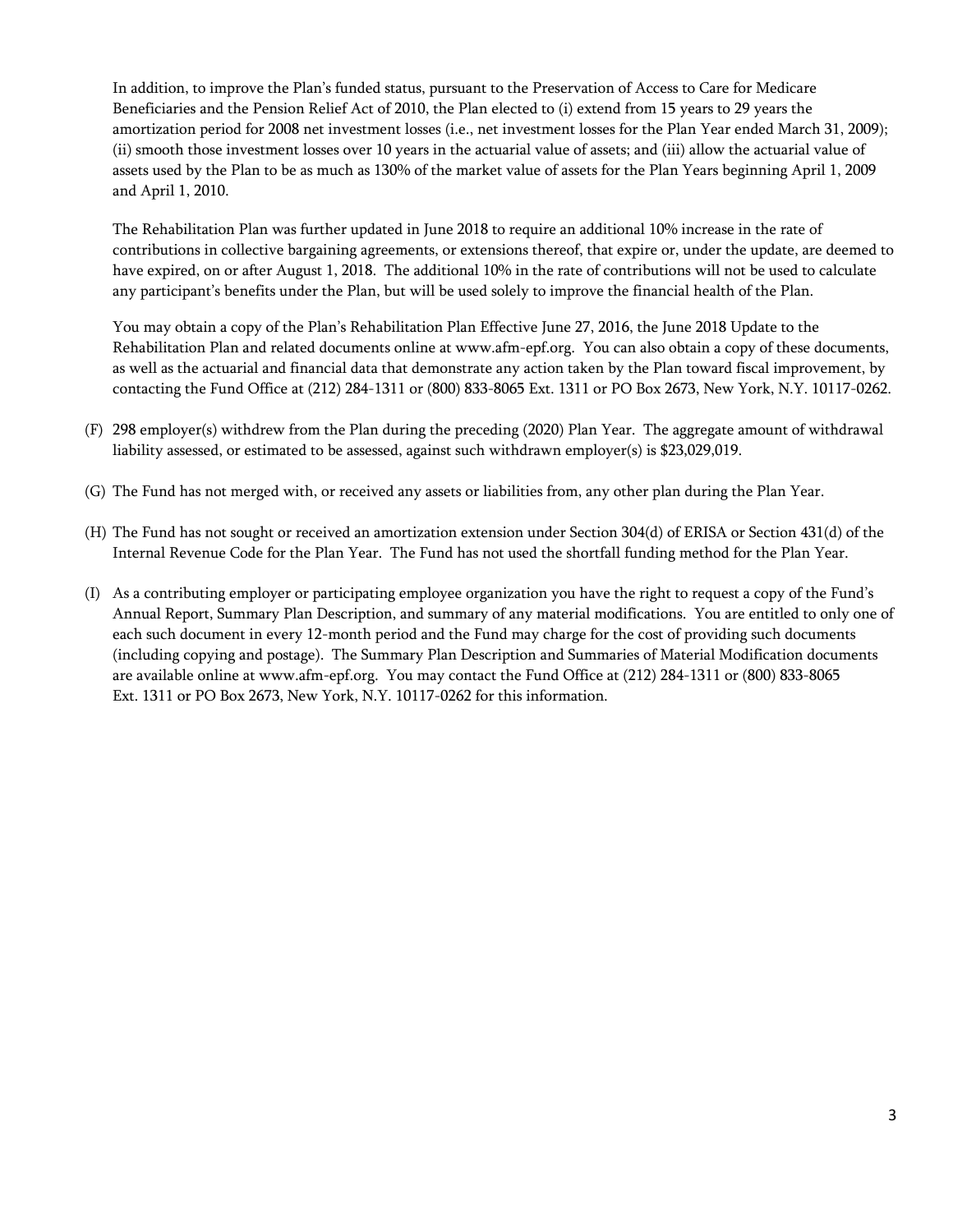In addition, to improve the Plan's funded status, pursuant to the Preservation of Access to Care for Medicare Beneficiaries and the Pension Relief Act of 2010, the Plan elected to (i) extend from 15 years to 29 years the amortization period for 2008 net investment losses (i.e., net investment losses for the Plan Year ended March 31, 2009); (ii) smooth those investment losses over 10 years in the actuarial value of assets; and (iii) allow the actuarial value of assets used by the Plan to be as much as 130% of the market value of assets for the Plan Years beginning April 1, 2009 and April 1, 2010.

The Rehabilitation Plan was further updated in June 2018 to require an additional 10% increase in the rate of contributions in collective bargaining agreements, or extensions thereof, that expire or, under the update, are deemed to have expired, on or after August 1, 2018. The additional 10% in the rate of contributions will not be used to calculate any participant's benefits under the Plan, but will be used solely to improve the financial health of the Plan.

You may obtain a copy of the Plan's Rehabilitation Plan Effective June 27, 2016, the June 2018 Update to the Rehabilitation Plan and related documents online at www.afm-epf.org. You can also obtain a copy of these documents, as well as the actuarial and financial data that demonstrate any action taken by the Plan toward fiscal improvement, by contacting the Fund Office at (212) 284-1311 or (800) 833-8065 Ext. 1311 or PO Box 2673, New York, N.Y. 10117-0262.

(F) 298 employer(s) withdrew from the Plan during the preceding (2020) Plan Year. The aggregate amount of withdrawal liability assessed, or estimated to be assessed, against such withdrawn employer(s) is $23,029,019.

(G) The Fund has not merged with, or received any assets or liabilities from, any other plan during the Plan Year.

(H) The Fund has not sought or received an amortization extension under Section 304(d) of ERISA or Section 431(d) of the Internal Revenue Code for the Plan Year. The Fund has not used the shortfall funding method for the Plan Year.

(I) As a contributing employer or participating employee organization you have the right to request a copy of the Fund's Annual Report, Summary Plan Description, and summary of any material modifications. You are entitled to only one of each such document in every 12-month period and the Fund may charge for the cost of providing such documents (including copying and postage). The Summary Plan Description and Summaries of Material Modification documents are available online at www.afm-epf.org. You may contact the Fund Office at (212) 284-1311 or (800) 833-8065 Ext. 1311 or PO Box 2673, New York, N.Y. 10117-0262 for this information.